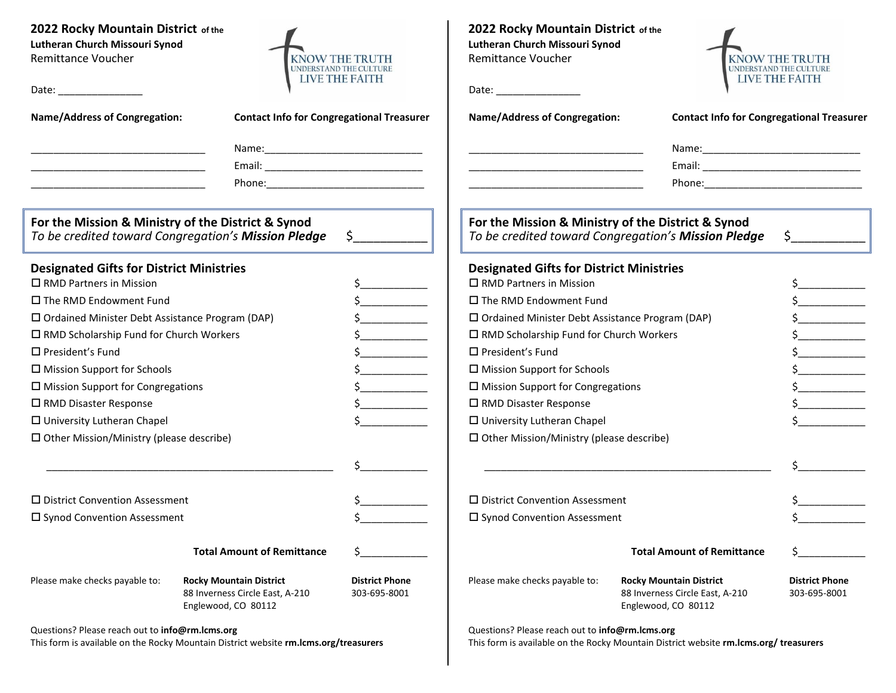**2022 Rocky Mountain District** of the
**Lutheran Church Missouri Synod**
Remittance Voucher

KNOW THE TRUTH
UNDERSTAND THE CULTURE
LIVE THE FAITH

Date: _______________

**Name/Address of Congregation:**

________________________________
________________________________
________________________________

**Contact Info for Congregational Treasurer**

Name:_____________________________
Email: _____________________________
Phone:_____________________________

**For the Mission & Ministry of the District & Synod**
*To be credited toward Congregation's* ***Mission Pledge*** $___________

## Designated Gifts for District Ministries

- ☐ RMD Partners in Mission $___________
- ☐ The RMD Endowment Fund $___________
- ☐ Ordained Minister Debt Assistance Program (DAP) $___________
- ☐ RMD Scholarship Fund for Church Workers $___________
- ☐ President's Fund $___________
- ☐ Mission Support for Schools $___________
- ☐ Mission Support for Congregations $___________
- ☐ RMD Disaster Response $___________
- ☐ University Lutheran Chapel $___________
- ☐ Other Mission/Ministry (please describe)

  ______________________________________________________ $___________

- ☐ District Convention Assessment $___________
- ☐ Synod Convention Assessment $___________

**Total Amount of Remittance** $___________

Please make checks payable to: **Rocky Mountain District**
88 Inverness Circle East, A-210
Englewood, CO 80112

**District Phone**
303-695-8001

Questions? Please reach out to **info@rm.lcms.org**
This form is available on the Rocky Mountain District website **rm.lcms.org/treasurers**

---

**2022 Rocky Mountain District** of the
**Lutheran Church Missouri Synod**
Remittance Voucher

KNOW THE TRUTH
UNDERSTAND THE CULTURE
LIVE THE FAITH

Date: _______________

**Name/Address of Congregation:**

________________________________
________________________________
________________________________

**Contact Info for Congregational Treasurer**

Name:_____________________________
Email: _____________________________
Phone:_____________________________

**For the Mission & Ministry of the District & Synod**
*To be credited toward Congregation's* ***Mission Pledge*** $___________

## Designated Gifts for District Ministries

- ☐ RMD Partners in Mission $___________
- ☐ The RMD Endowment Fund $___________
- ☐ Ordained Minister Debt Assistance Program (DAP) $___________
- ☐ RMD Scholarship Fund for Church Workers $___________
- ☐ President's Fund $___________
- ☐ Mission Support for Schools $___________
- ☐ Mission Support for Congregations $___________
- ☐ RMD Disaster Response $___________
- ☐ University Lutheran Chapel $___________
- ☐ Other Mission/Ministry (please describe)

  ______________________________________________________ $___________

- ☐ District Convention Assessment $___________
- ☐ Synod Convention Assessment $___________

**Total Amount of Remittance** $___________

Please make checks payable to: **Rocky Mountain District**
88 Inverness Circle East, A-210
Englewood, CO 80112

**District Phone**
303-695-8001

Questions? Please reach out to **info@rm.lcms.org**
This form is available on the Rocky Mountain District website **rm.lcms.org/ treasurers**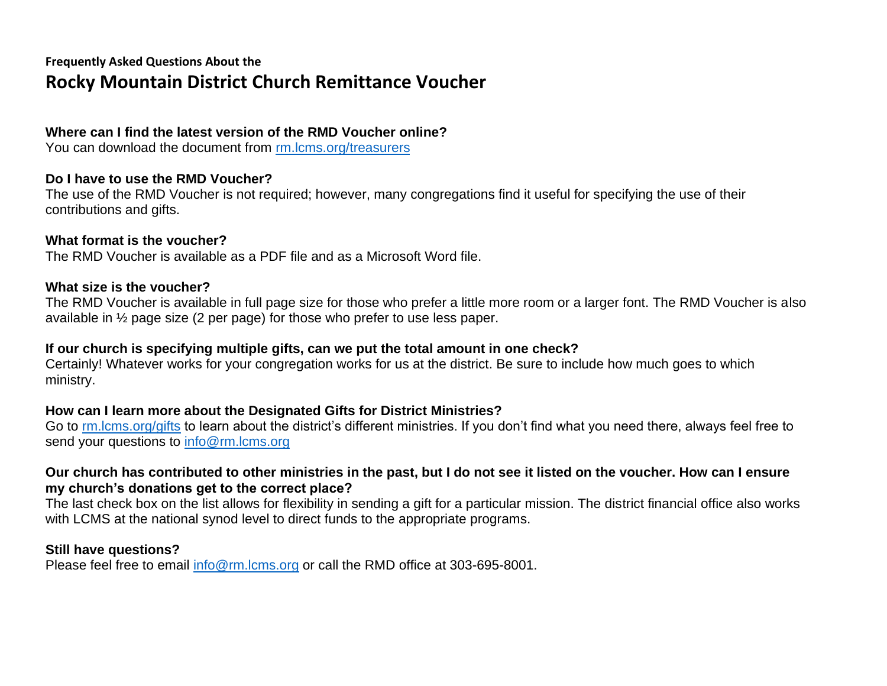**Frequently Asked Questions About the**

# Rocky Mountain District Church Remittance Voucher

**Where can I find the latest version of the RMD Voucher online?**
You can download the document from rm.lcms.org/treasurers

**Do I have to use the RMD Voucher?**
The use of the RMD Voucher is not required; however, many congregations find it useful for specifying the use of their contributions and gifts.

**What format is the voucher?**
The RMD Voucher is available as a PDF file and as a Microsoft Word file.

**What size is the voucher?**
The RMD Voucher is available in full page size for those who prefer a little more room or a larger font. The RMD Voucher is also available in ½ page size (2 per page) for those who prefer to use less paper.

**If our church is specifying multiple gifts, can we put the total amount in one check?**
Certainly! Whatever works for your congregation works for us at the district. Be sure to include how much goes to which ministry.

**How can I learn more about the Designated Gifts for District Ministries?**
Go to rm.lcms.org/gifts to learn about the district's different ministries. If you don't find what you need there, always feel free to send your questions to info@rm.lcms.org

**Our church has contributed to other ministries in the past, but I do not see it listed on the voucher. How can I ensure my church's donations get to the correct place?**
The last check box on the list allows for flexibility in sending a gift for a particular mission. The district financial office also works with LCMS at the national synod level to direct funds to the appropriate programs.

**Still have questions?**
Please feel free to email info@rm.lcms.org or call the RMD office at 303-695-8001.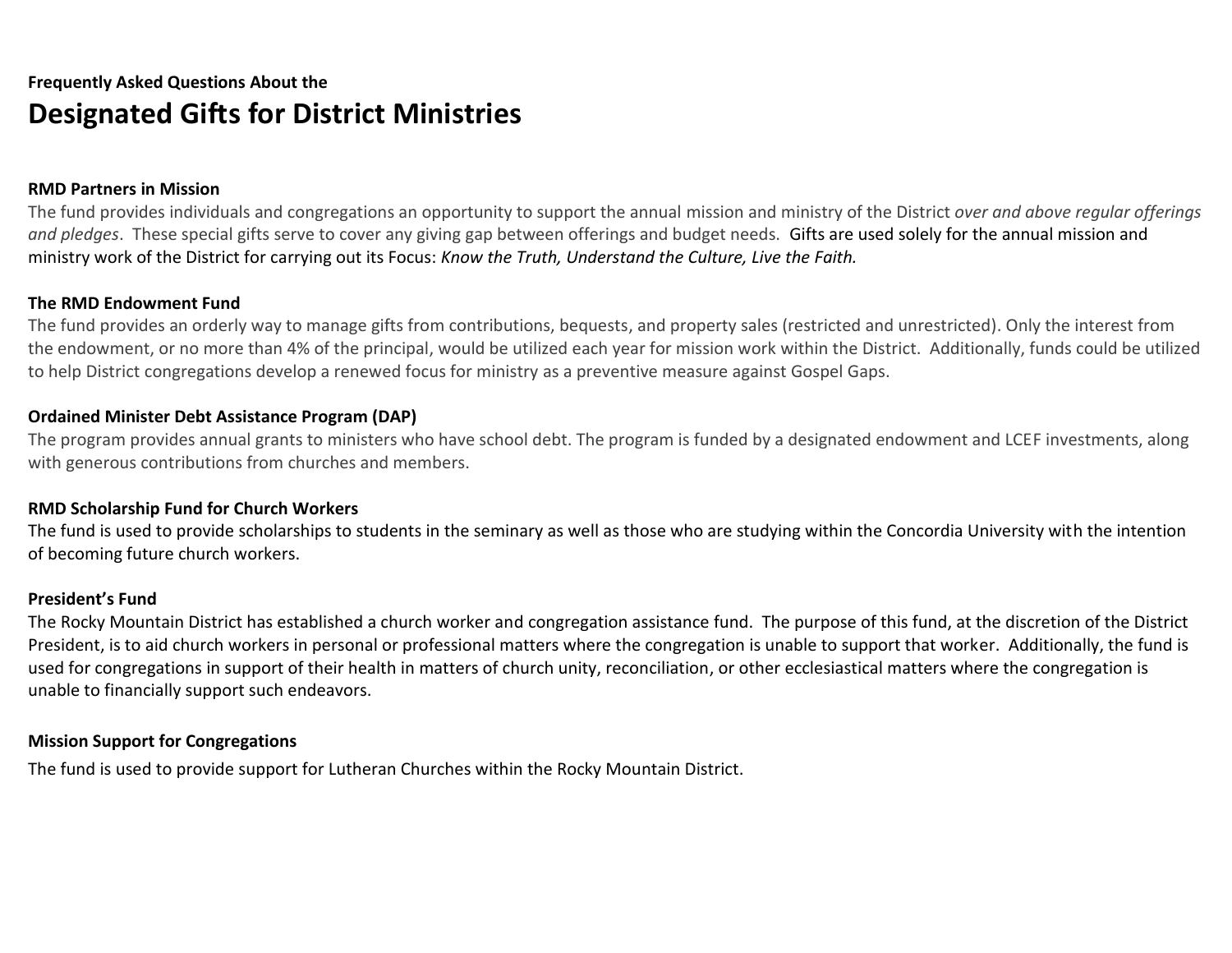**Frequently Asked Questions About the**

# Designated Gifts for District Ministries

**RMD Partners in Mission**

The fund provides individuals and congregations an opportunity to support the annual mission and ministry of the District *over and above regular offerings and pledges*. These special gifts serve to cover any giving gap between offerings and budget needs. Gifts are used solely for the annual mission and ministry work of the District for carrying out its Focus: *Know the Truth, Understand the Culture, Live the Faith.*

**The RMD Endowment Fund**

The fund provides an orderly way to manage gifts from contributions, bequests, and property sales (restricted and unrestricted). Only the interest from the endowment, or no more than 4% of the principal, would be utilized each year for mission work within the District. Additionally, funds could be utilized to help District congregations develop a renewed focus for ministry as a preventive measure against Gospel Gaps.

**Ordained Minister Debt Assistance Program (DAP)**

The program provides annual grants to ministers who have school debt. The program is funded by a designated endowment and LCEF investments, along with generous contributions from churches and members.

**RMD Scholarship Fund for Church Workers**

The fund is used to provide scholarships to students in the seminary as well as those who are studying within the Concordia University with the intention of becoming future church workers.

**President's Fund**

The Rocky Mountain District has established a church worker and congregation assistance fund. The purpose of this fund, at the discretion of the District President, is to aid church workers in personal or professional matters where the congregation is unable to support that worker. Additionally, the fund is used for congregations in support of their health in matters of church unity, reconciliation, or other ecclesiastical matters where the congregation is unable to financially support such endeavors.

**Mission Support for Congregations**

The fund is used to provide support for Lutheran Churches within the Rocky Mountain District.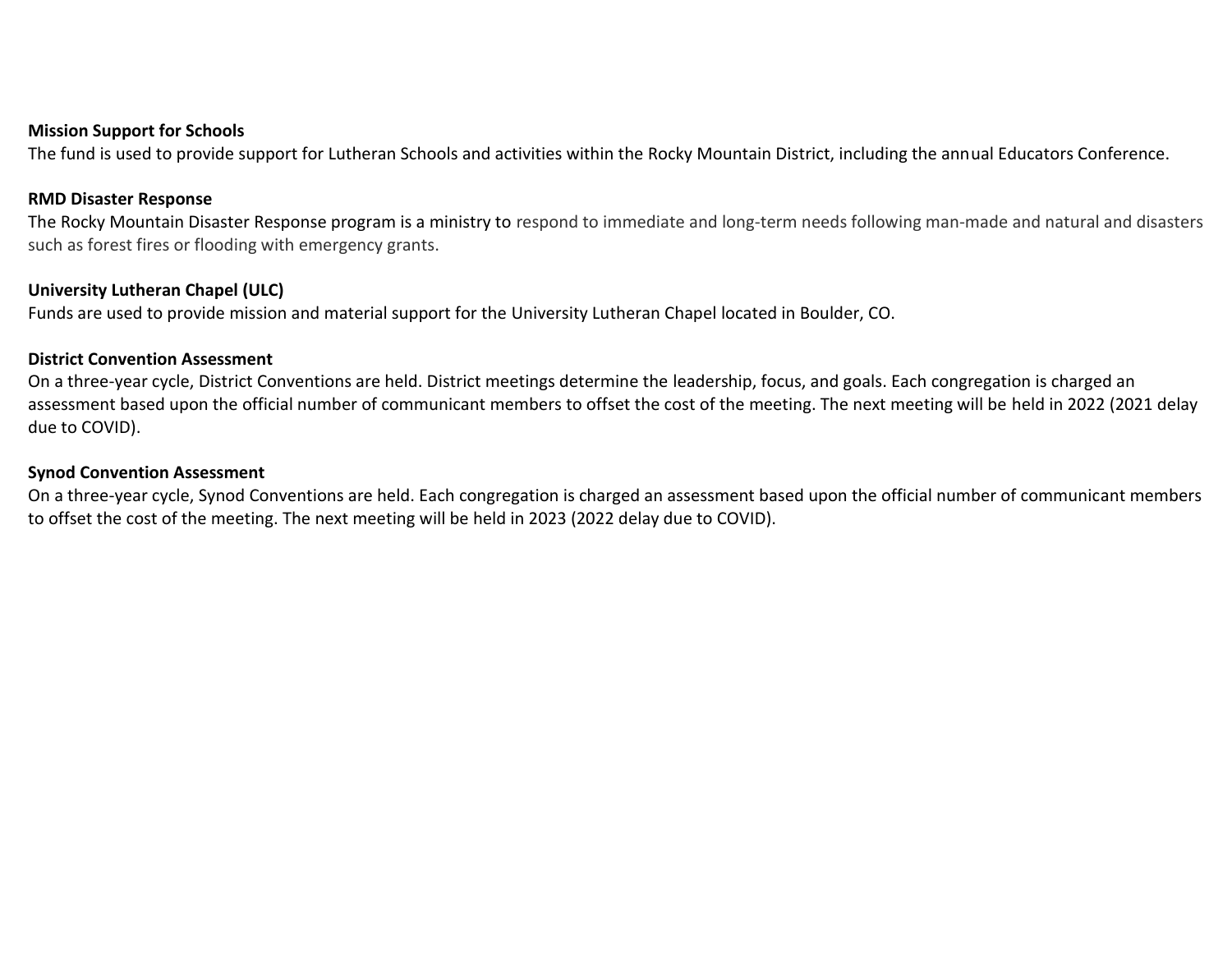**Mission Support for Schools**

The fund is used to provide support for Lutheran Schools and activities within the Rocky Mountain District, including the annual Educators Conference.

**RMD Disaster Response**

The Rocky Mountain Disaster Response program is a ministry to respond to immediate and long-term needs following man-made and natural and disasters such as forest fires or flooding with emergency grants.

**University Lutheran Chapel (ULC)**

Funds are used to provide mission and material support for the University Lutheran Chapel located in Boulder, CO.

**District Convention Assessment**

On a three-year cycle, District Conventions are held. District meetings determine the leadership, focus, and goals. Each congregation is charged an assessment based upon the official number of communicant members to offset the cost of the meeting. The next meeting will be held in 2022 (2021 delay due to COVID).

**Synod Convention Assessment**

On a three-year cycle, Synod Conventions are held. Each congregation is charged an assessment based upon the official number of communicant members to offset the cost of the meeting. The next meeting will be held in 2023 (2022 delay due to COVID).